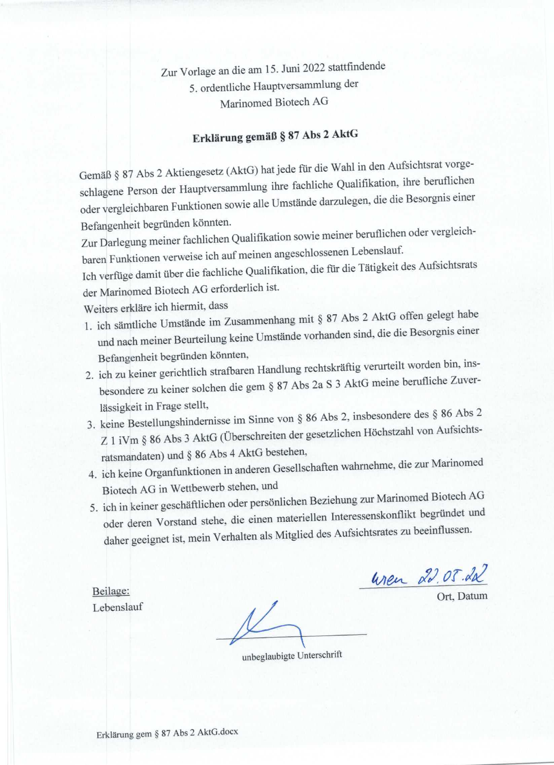Zur Vorlage an die am 15. Juni 2022 stattfindende
5. ordentliche Hauptversammlung der
Marinomed Biotech AG

**Erklärung gemäß § 87 Abs 2 AktG**

Gemäß § 87 Abs 2 Aktiengesetz (AktG) hat jede für die Wahl in den Aufsichtsrat vorgeschlagene Person der Hauptversammlung ihre fachliche Qualifikation, ihre beruflichen oder vergleichbaren Funktionen sowie alle Umstände darzulegen, die die Besorgnis einer Befangenheit begründen könnten.

Zur Darlegung meiner fachlichen Qualifikation sowie meiner beruflichen oder vergleichbaren Funktionen verweise ich auf meinen angeschlossenen Lebenslauf.

Ich verfüge damit über die fachliche Qualifikation, die für die Tätigkeit des Aufsichtsrats der Marinomed Biotech AG erforderlich ist.

Weiters erkläre ich hiermit, dass

1. ich sämtliche Umstände im Zusammenhang mit § 87 Abs 2 AktG offen gelegt habe und nach meiner Beurteilung keine Umstände vorhanden sind, die die Besorgnis einer Befangenheit begründen könnten,
2. ich zu keiner gerichtlich strafbaren Handlung rechtskräftig verurteilt worden bin, insbesondere zu keiner solchen die gem § 87 Abs 2a S 3 AktG meine berufliche Zuverlässigkeit in Frage stellt,
3. keine Bestellungshindernisse im Sinne von § 86 Abs 2, insbesondere des § 86 Abs 2 Z 1 iVm § 86 Abs 3 AktG (Überschreiten der gesetzlichen Höchstzahl von Aufsichtsratsmandaten) und § 86 Abs 4 AktG bestehen,
4. ich keine Organfunktionen in anderen Gesellschaften wahrnehme, die zur Marinomed Biotech AG in Wettbewerb stehen, und
5. ich in keiner geschäftlichen oder persönlichen Beziehung zur Marinomed Biotech AG oder deren Vorstand stehe, die einen materiellen Interessenskonflikt begründet und daher geeignet ist, mein Verhalten als Mitglied des Aufsichtsrates zu beeinflussen.

Wien 22.05.22
Ort, Datum

Beilage:
Lebenslauf

unbeglaubigte Unterschrift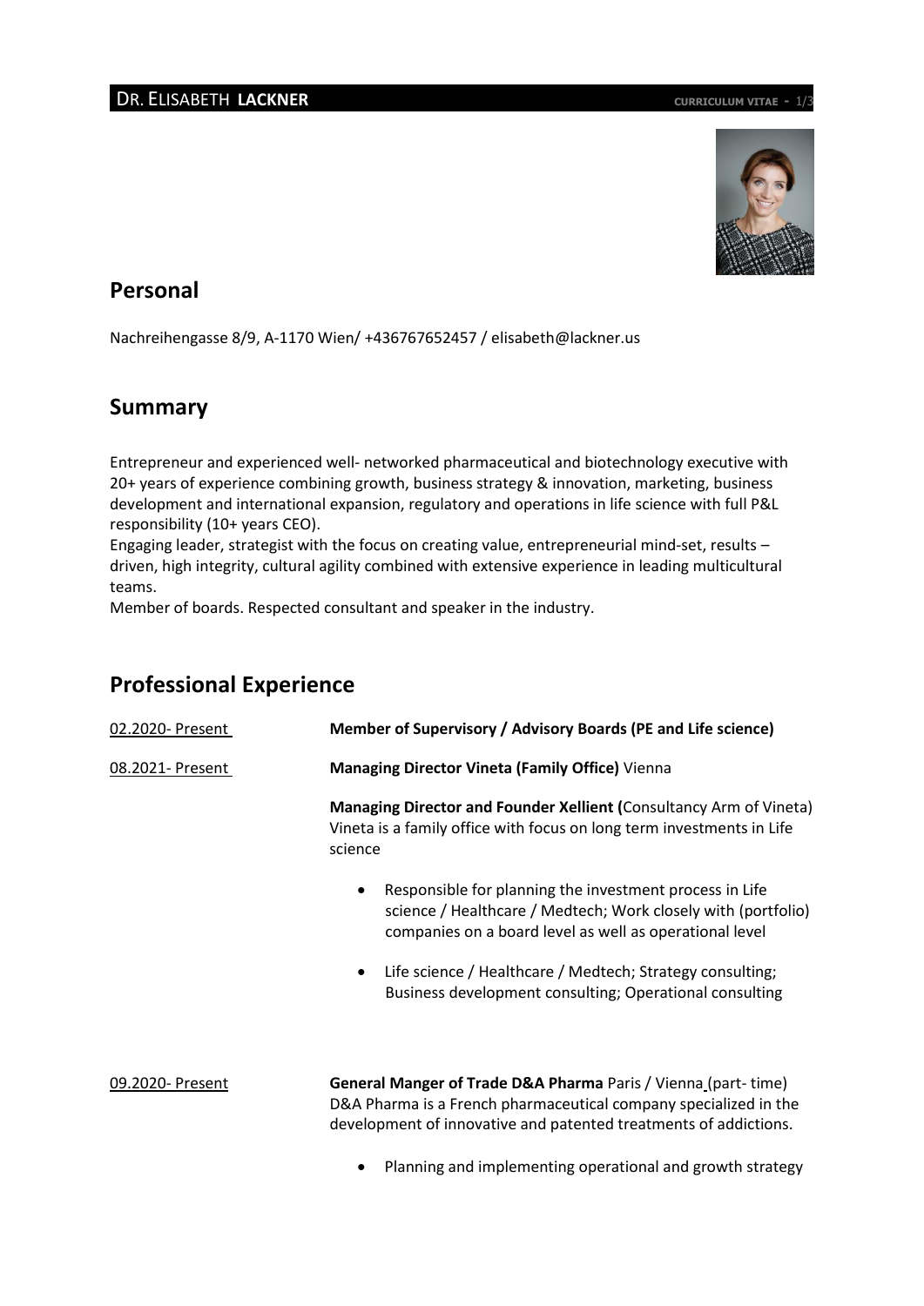# Dr. Elisabeth Lackner

## Personal

Nachreihengasse 8/9, A-1170 Wien/ +436767652457 / elisabeth@lackner.us

## Summary

Entrepreneur and experienced well- networked pharmaceutical and biotechnology executive with 20+ years of experience combining growth, business strategy & innovation, marketing, business development and international expansion, regulatory and operations in life science with full P&L responsibility (10+ years CEO).

Engaging leader, strategist with the focus on creating value, entrepreneurial mind-set, results – driven, high integrity, cultural agility combined with extensive experience in leading multicultural teams.

Member of boards. Respected consultant and speaker in the industry.

## Professional Experience

02.2020- Present — **Member of Supervisory / Advisory Boards (PE and Life science)**

08.2021- Present — **Managing Director Vineta (Family Office)** Vienna

**Managing Director and Founder Xellient (**Consultancy Arm of Vineta)
Vineta is a family office with focus on long term investments in Life science

- Responsible for planning the investment process in Life science / Healthcare / Medtech; Work closely with (portfolio) companies on a board level as well as operational level
- Life science / Healthcare / Medtech; Strategy consulting; Business development consulting; Operational consulting

09.2020- Present — **General Manger of Trade D&A Pharma** Paris / Vienna (part- time)
D&A Pharma is a French pharmaceutical company specialized in the development of innovative and patented treatments of addictions.

- Planning and implementing operational and growth strategy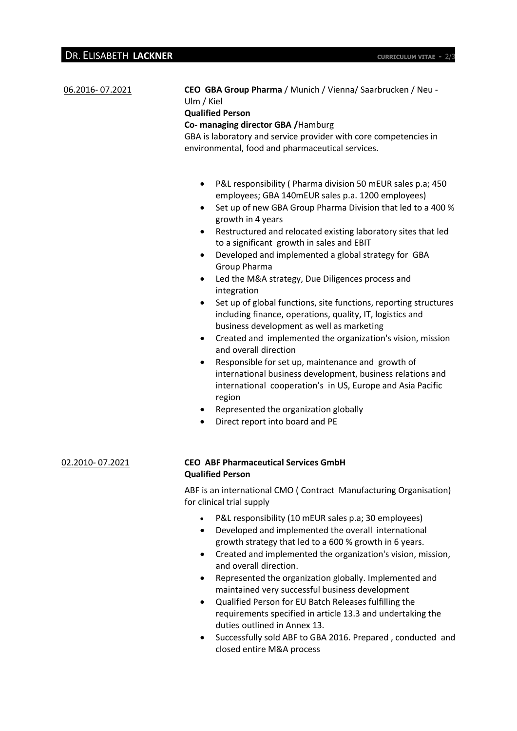06.2016- 07.2021

**CEO GBA Group Pharma** / Munich / Vienna/ Saarbrucken / Neu - Ulm / Kiel
**Qualified Person**
**Co- managing director GBA /**Hamburg
GBA is laboratory and service provider with core competencies in environmental, food and pharmaceutical services.

- P&L responsibility ( Pharma division 50 mEUR sales p.a; 450 employees; GBA 140mEUR sales p.a. 1200 employees)
- Set up of new GBA Group Pharma Division that led to a 400 % growth in 4 years
- Restructured and relocated existing laboratory sites that led to a significant growth in sales and EBIT
- Developed and implemented a global strategy for GBA Group Pharma
- Led the M&A strategy, Due Diligences process and integration
- Set up of global functions, site functions, reporting structures including finance, operations, quality, IT, logistics and business development as well as marketing
- Created and implemented the organization's vision, mission and overall direction
- Responsible for set up, maintenance and growth of international business development, business relations and international cooperation's in US, Europe and Asia Pacific region
- Represented the organization globally
- Direct report into board and PE

02.2010- 07.2021

**CEO ABF Pharmaceutical Services GmbH**
**Qualified Person**

ABF is an international CMO ( Contract Manufacturing Organisation) for clinical trial supply

- P&L responsibility (10 mEUR sales p.a; 30 employees)
- Developed and implemented the overall international growth strategy that led to a 600 % growth in 6 years.
- Created and implemented the organization's vision, mission, and overall direction.
- Represented the organization globally. Implemented and maintained very successful business development
- Qualified Person for EU Batch Releases fulfilling the requirements specified in article 13.3 and undertaking the duties outlined in Annex 13.
- Successfully sold ABF to GBA 2016. Prepared , conducted and closed entire M&A process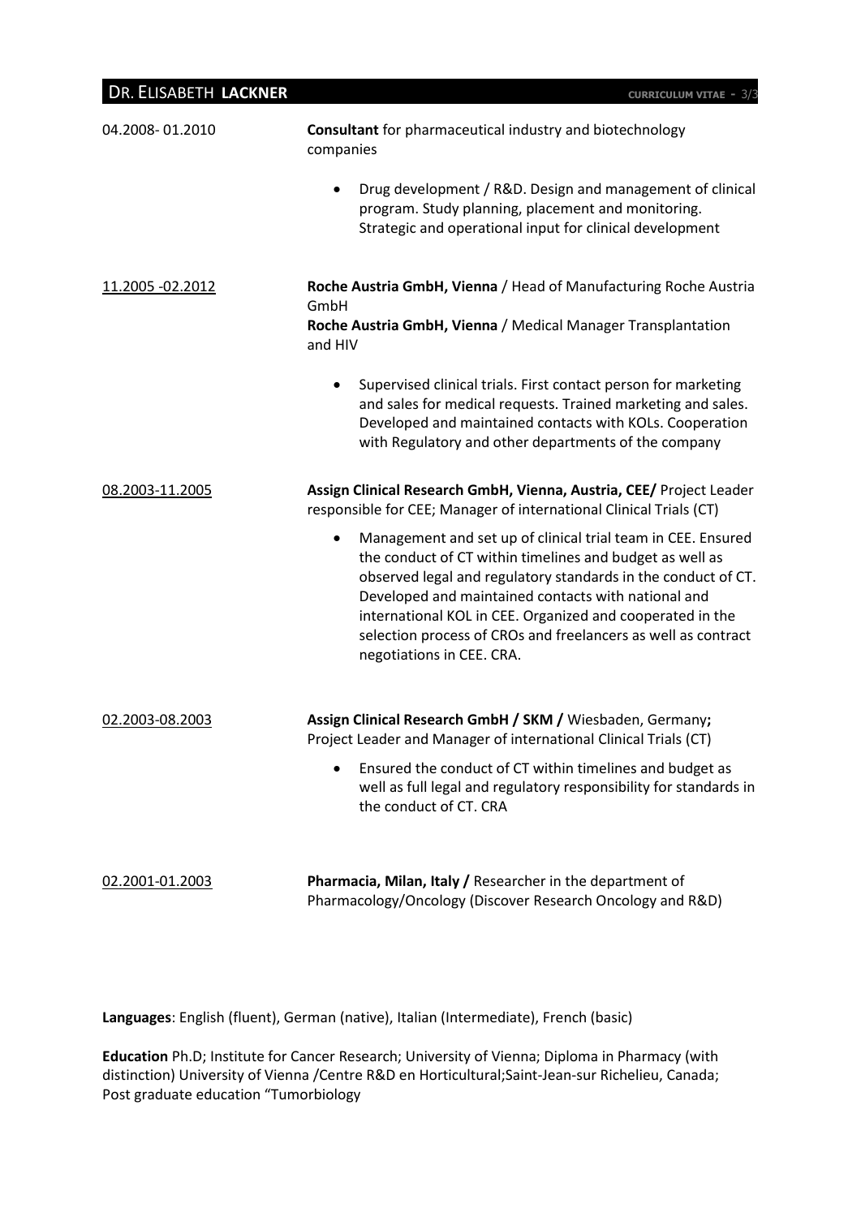| | |
|---|---|
| 04.2008- 01.2010 | **Consultant** for pharmaceutical industry and biotechnology companies<br><br>• Drug development / R&D. Design and management of clinical program. Study planning, placement and monitoring. Strategic and operational input for clinical development |
| 11.2005 -02.2012 | **Roche Austria GmbH, Vienna** / Head of Manufacturing Roche Austria GmbH<br>**Roche Austria GmbH, Vienna** / Medical Manager Transplantation and HIV<br><br>• Supervised clinical trials. First contact person for marketing and sales for medical requests. Trained marketing and sales. Developed and maintained contacts with KOLs. Cooperation with Regulatory and other departments of the company |
| 08.2003-11.2005 | **Assign Clinical Research GmbH, Vienna, Austria, CEE/** Project Leader responsible for CEE; Manager of international Clinical Trials (CT)<br><br>• Management and set up of clinical trial team in CEE. Ensured the conduct of CT within timelines and budget as well as observed legal and regulatory standards in the conduct of CT. Developed and maintained contacts with national and international KOL in CEE. Organized and cooperated in the selection process of CROs and freelancers as well as contract negotiations in CEE. CRA. |
| 02.2003-08.2003 | **Assign Clinical Research GmbH / SKM /** Wiesbaden, Germany**;** Project Leader and Manager of international Clinical Trials (CT)<br><br>• Ensured the conduct of CT within timelines and budget as well as full legal and regulatory responsibility for standards in the conduct of CT. CRA |
| 02.2001-01.2003 | **Pharmacia, Milan, Italy /** Researcher in the department of Pharmacology/Oncology (Discover Research Oncology and R&D) |

**Languages**: English (fluent), German (native), Italian (Intermediate), French (basic)

**Education** Ph.D; Institute for Cancer Research; University of Vienna; Diploma in Pharmacy (with distinction) University of Vienna /Centre R&D en Horticultural;Saint-Jean-sur Richelieu, Canada; Post graduate education "Tumorbiology